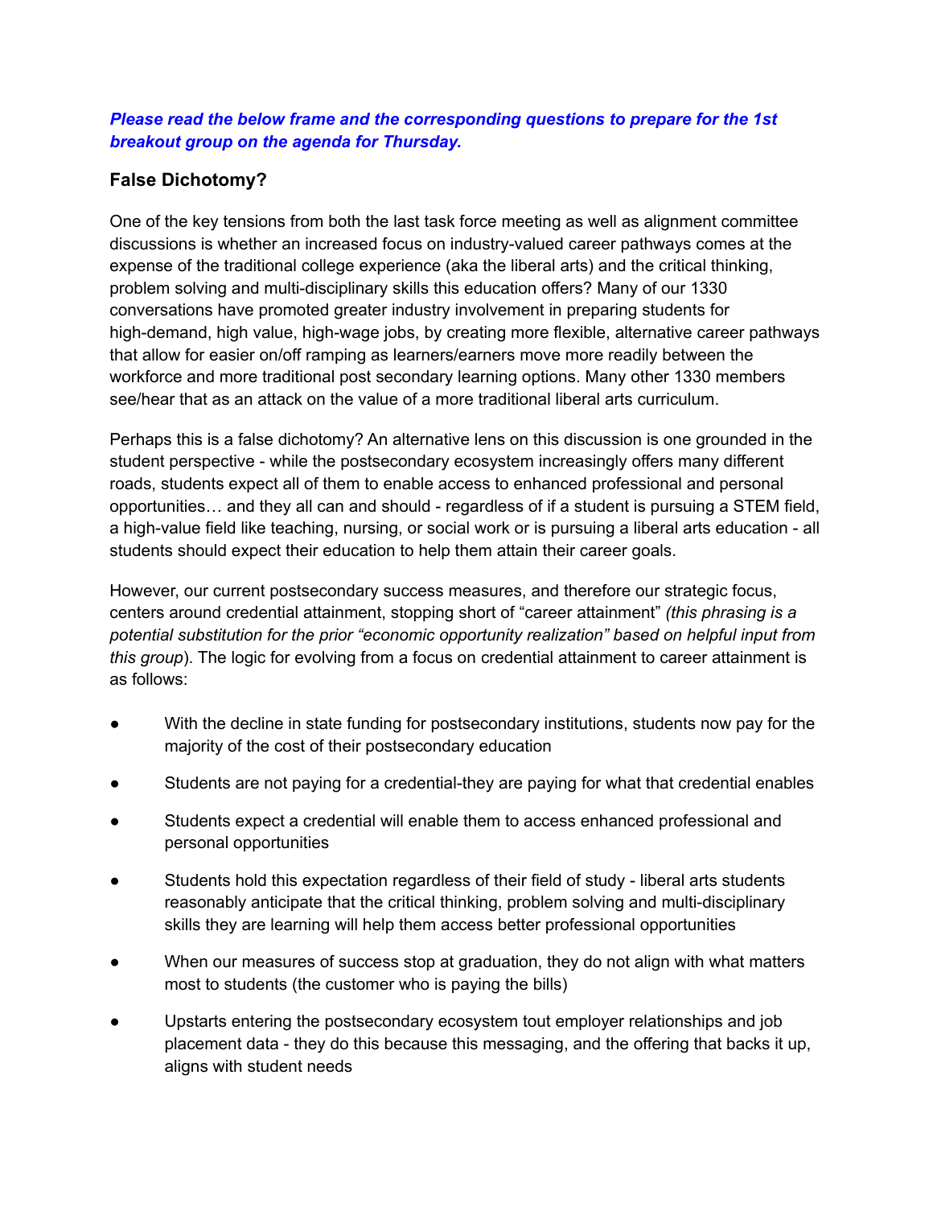***Please read the below frame and the corresponding questions to prepare for the 1st breakout group on the agenda for Thursday.***

## False Dichotomy?

One of the key tensions from both the last task force meeting as well as alignment committee discussions is whether an increased focus on industry-valued career pathways comes at the expense of the traditional college experience (aka the liberal arts) and the critical thinking, problem solving and multi-disciplinary skills this education offers? Many of our 1330 conversations have promoted greater industry involvement in preparing students for high-demand, high value, high-wage jobs, by creating more flexible, alternative career pathways that allow for easier on/off ramping as learners/earners move more readily between the workforce and more traditional post secondary learning options. Many other 1330 members see/hear that as an attack on the value of a more traditional liberal arts curriculum.

Perhaps this is a false dichotomy? An alternative lens on this discussion is one grounded in the student perspective - while the postsecondary ecosystem increasingly offers many different roads, students expect all of them to enable access to enhanced professional and personal opportunities… and they all can and should - regardless of if a student is pursuing a STEM field, a high-value field like teaching, nursing, or social work or is pursuing a liberal arts education - all students should expect their education to help them attain their career goals.

However, our current postsecondary success measures, and therefore our strategic focus, centers around credential attainment, stopping short of "career attainment" *(this phrasing is a potential substitution for the prior "economic opportunity realization" based on helpful input from this group*). The logic for evolving from a focus on credential attainment to career attainment is as follows:

- With the decline in state funding for postsecondary institutions, students now pay for the majority of the cost of their postsecondary education
- Students are not paying for a credential-they are paying for what that credential enables
- Students expect a credential will enable them to access enhanced professional and personal opportunities
- Students hold this expectation regardless of their field of study - liberal arts students reasonably anticipate that the critical thinking, problem solving and multi-disciplinary skills they are learning will help them access better professional opportunities
- When our measures of success stop at graduation, they do not align with what matters most to students (the customer who is paying the bills)
- Upstarts entering the postsecondary ecosystem tout employer relationships and job placement data - they do this because this messaging, and the offering that backs it up, aligns with student needs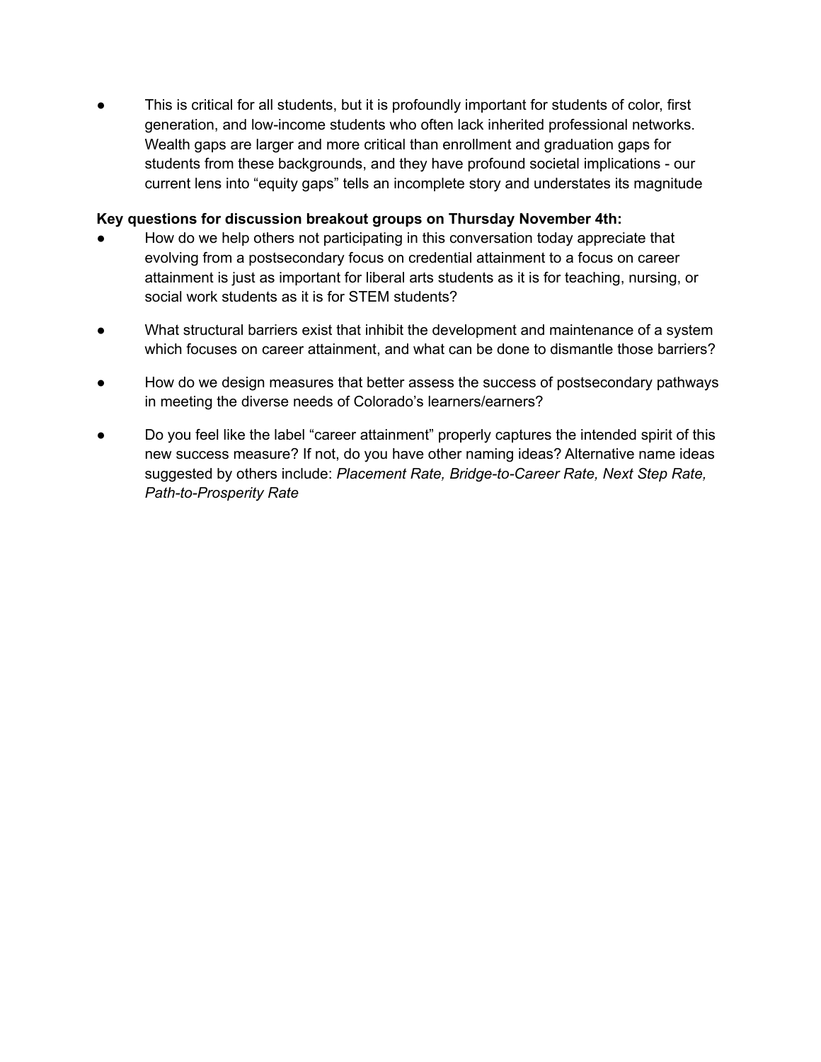- This is critical for all students, but it is profoundly important for students of color, first generation, and low-income students who often lack inherited professional networks. Wealth gaps are larger and more critical than enrollment and graduation gaps for students from these backgrounds, and they have profound societal implications - our current lens into "equity gaps" tells an incomplete story and understates its magnitude

**Key questions for discussion breakout groups on Thursday November 4th:**

- How do we help others not participating in this conversation today appreciate that evolving from a postsecondary focus on credential attainment to a focus on career attainment is just as important for liberal arts students as it is for teaching, nursing, or social work students as it is for STEM students?

- What structural barriers exist that inhibit the development and maintenance of a system which focuses on career attainment, and what can be done to dismantle those barriers?

- How do we design measures that better assess the success of postsecondary pathways in meeting the diverse needs of Colorado's learners/earners?

- Do you feel like the label "career attainment" properly captures the intended spirit of this new success measure? If not, do you have other naming ideas? Alternative name ideas suggested by others include: *Placement Rate, Bridge-to-Career Rate, Next Step Rate, Path-to-Prosperity Rate*